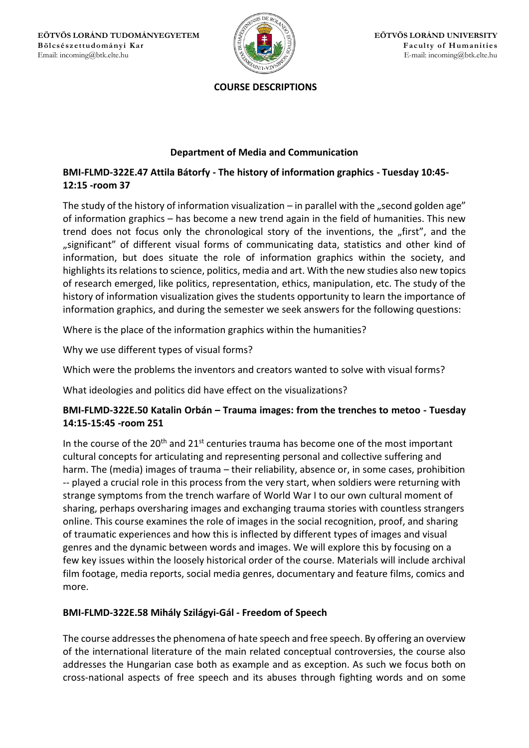**EÖTVÖS LORÁND TUDOMÁNYEGYETEM**
**Bölcsészettudományi Kar**
Email: incoming@btk.elte.hu

**EÖTVÖS LORÁND UNIVERSITY**
**Faculty of Humanities**
E-mail: incoming@btk.elte.hu

## COURSE DESCRIPTIONS

### Department of Media and Communication

#### BMI-FLMD-322E.47 Attila Bátorfy - The history of information graphics - Tuesday 10:45-12:15 -room 37

The study of the history of information visualization – in parallel with the „second golden age" of information graphics – has become a new trend again in the field of humanities. This new trend does not focus only the chronological story of the inventions, the „first", and the „significant" of different visual forms of communicating data, statistics and other kind of information, but does situate the role of information graphics within the society, and highlights its relations to science, politics, media and art. With the new studies also new topics of research emerged, like politics, representation, ethics, manipulation, etc. The study of the history of information visualization gives the students opportunity to learn the importance of information graphics, and during the semester we seek answers for the following questions:

Where is the place of the information graphics within the humanities?

Why we use different types of visual forms?

Which were the problems the inventors and creators wanted to solve with visual forms?

What ideologies and politics did have effect on the visualizations?

#### BMI-FLMD-322E.50 Katalin Orbán – Trauma images: from the trenches to metoo - Tuesday 14:15-15:45 -room 251

In the course of the 20th and 21st centuries trauma has become one of the most important cultural concepts for articulating and representing personal and collective suffering and harm. The (media) images of trauma – their reliability, absence or, in some cases, prohibition -- played a crucial role in this process from the very start, when soldiers were returning with strange symptoms from the trench warfare of World War I to our own cultural moment of sharing, perhaps oversharing images and exchanging trauma stories with countless strangers online. This course examines the role of images in the social recognition, proof, and sharing of traumatic experiences and how this is inflected by different types of images and visual genres and the dynamic between words and images. We will explore this by focusing on a few key issues within the loosely historical order of the course. Materials will include archival film footage, media reports, social media genres, documentary and feature films, comics and more.

#### BMI-FLMD-322E.58 Mihály Szilágyi-Gál - Freedom of Speech

The course addresses the phenomena of hate speech and free speech. By offering an overview of the international literature of the main related conceptual controversies, the course also addresses the Hungarian case both as example and as exception. As such we focus both on cross-national aspects of free speech and its abuses through fighting words and on some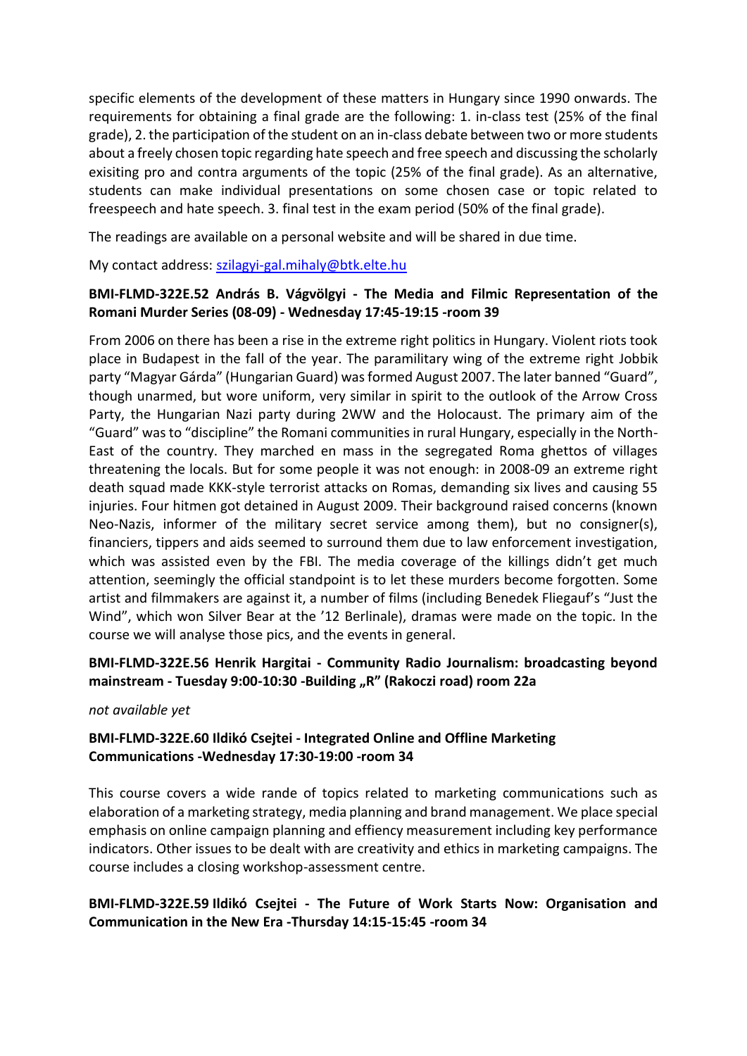specific elements of the development of these matters in Hungary since 1990 onwards. The requirements for obtaining a final grade are the following: 1. in-class test (25% of the final grade), 2. the participation of the student on an in-class debate between two or more students about a freely chosen topic regarding hate speech and free speech and discussing the scholarly exisiting pro and contra arguments of the topic (25% of the final grade). As an alternative, students can make individual presentations on some chosen case or topic related to freespeech and hate speech. 3. final test in the exam period (50% of the final grade).

The readings are available on a personal website and will be shared in due time.

My contact address: szilagyi-gal.mihaly@btk.elte.hu

**BMI-FLMD-322E.52 András B. Vágvölgyi - The Media and Filmic Representation of the Romani Murder Series (08-09) - Wednesday 17:45-19:15 -room 39**

From 2006 on there has been a rise in the extreme right politics in Hungary. Violent riots took place in Budapest in the fall of the year. The paramilitary wing of the extreme right Jobbik party "Magyar Gárda" (Hungarian Guard) was formed August 2007. The later banned "Guard", though unarmed, but wore uniform, very similar in spirit to the outlook of the Arrow Cross Party, the Hungarian Nazi party during 2WW and the Holocaust. The primary aim of the "Guard" was to "discipline" the Romani communities in rural Hungary, especially in the North-East of the country. They marched en mass in the segregated Roma ghettos of villages threatening the locals. But for some people it was not enough: in 2008-09 an extreme right death squad made KKK-style terrorist attacks on Romas, demanding six lives and causing 55 injuries. Four hitmen got detained in August 2009. Their background raised concerns (known Neo-Nazis, informer of the military secret service among them), but no consigner(s), financiers, tippers and aids seemed to surround them due to law enforcement investigation, which was assisted even by the FBI. The media coverage of the killings didn't get much attention, seemingly the official standpoint is to let these murders become forgotten. Some artist and filmmakers are against it, a number of films (including Benedek Fliegauf's "Just the Wind", which won Silver Bear at the '12 Berlinale), dramas were made on the topic. In the course we will analyse those pics, and the events in general.

**BMI-FLMD-322E.56 Henrik Hargitai - Community Radio Journalism: broadcasting beyond mainstream - Tuesday 9:00-10:30 -Building „R" (Rakoczi road) room 22a**

*not available yet*

**BMI-FLMD-322E.60 Ildikó Csejtei - Integrated Online and Offline Marketing Communications -Wednesday 17:30-19:00 -room 34**

This course covers a wide rande of topics related to marketing communications such as elaboration of a marketing strategy, media planning and brand management. We place special emphasis on online campaign planning and effiency measurement including key performance indicators. Other issues to be dealt with are creativity and ethics in marketing campaigns. The course includes a closing workshop-assessment centre.

**BMI-FLMD-322E.59 Ildikó Csejtei - The Future of Work Starts Now: Organisation and Communication in the New Era -Thursday 14:15-15:45 -room 34**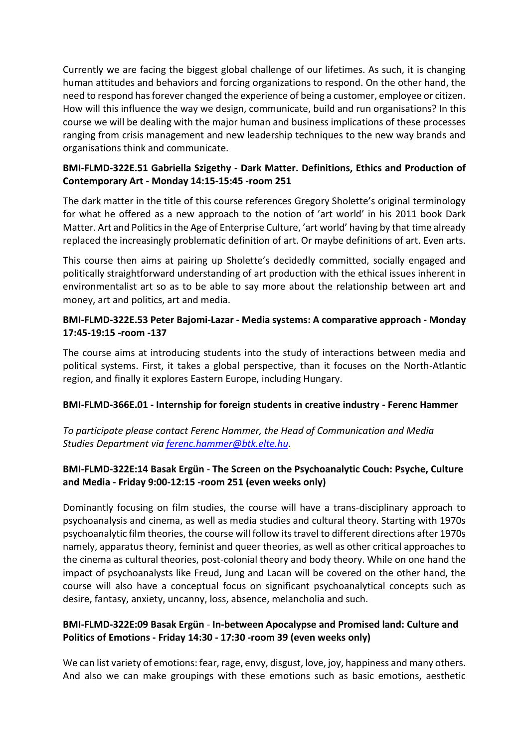Currently we are facing the biggest global challenge of our lifetimes. As such, it is changing human attitudes and behaviors and forcing organizations to respond. On the other hand, the need to respond has forever changed the experience of being a customer, employee or citizen. How will this influence the way we design, communicate, build and run organisations? In this course we will be dealing with the major human and business implications of these processes ranging from crisis management and new leadership techniques to the new way brands and organisations think and communicate.

**BMI-FLMD-322E.51 Gabriella Szigethy - Dark Matter. Definitions, Ethics and Production of Contemporary Art - Monday 14:15-15:45 -room 251**

The dark matter in the title of this course references Gregory Sholette's original terminology for what he offered as a new approach to the notion of 'art world' in his 2011 book Dark Matter. Art and Politics in the Age of Enterprise Culture, 'art world' having by that time already replaced the increasingly problematic definition of art. Or maybe definitions of art. Even arts.

This course then aims at pairing up Sholette's decidedly committed, socially engaged and politically straightforward understanding of art production with the ethical issues inherent in environmentalist art so as to be able to say more about the relationship between art and money, art and politics, art and media.

**BMI-FLMD-322E.53 Peter Bajomi-Lazar - Media systems: A comparative approach - Monday 17:45-19:15 -room -137**

The course aims at introducing students into the study of interactions between media and political systems. First, it takes a global perspective, than it focuses on the North-Atlantic region, and finally it explores Eastern Europe, including Hungary.

**BMI-FLMD-366E.01 - Internship for foreign students in creative industry - Ferenc Hammer**

*To participate please contact Ferenc Hammer, the Head of Communication and Media Studies Department via [ferenc.hammer@btk.elte.hu](mailto:ferenc.hammer@btk.elte.hu).*

**BMI-FLMD-322E:14 Basak Ergün - The Screen on the Psychoanalytic Couch: Psyche, Culture and Media - Friday 9:00-12:15 -room 251 (even weeks only)**

Dominantly focusing on film studies, the course will have a trans-disciplinary approach to psychoanalysis and cinema, as well as media studies and cultural theory. Starting with 1970s psychoanalytic film theories, the course will follow its travel to different directions after 1970s namely, apparatus theory, feminist and queer theories, as well as other critical approaches to the cinema as cultural theories, post-colonial theory and body theory. While on one hand the impact of psychoanalysts like Freud, Jung and Lacan will be covered on the other hand, the course will also have a conceptual focus on significant psychoanalytical concepts such as desire, fantasy, anxiety, uncanny, loss, absence, melancholia and such.

**BMI-FLMD-322E:09 Basak Ergün - In-between Apocalypse and Promised land: Culture and Politics of Emotions - Friday 14:30 - 17:30 -room 39 (even weeks only)**

We can list variety of emotions: fear, rage, envy, disgust, love, joy, happiness and many others. And also we can make groupings with these emotions such as basic emotions, aesthetic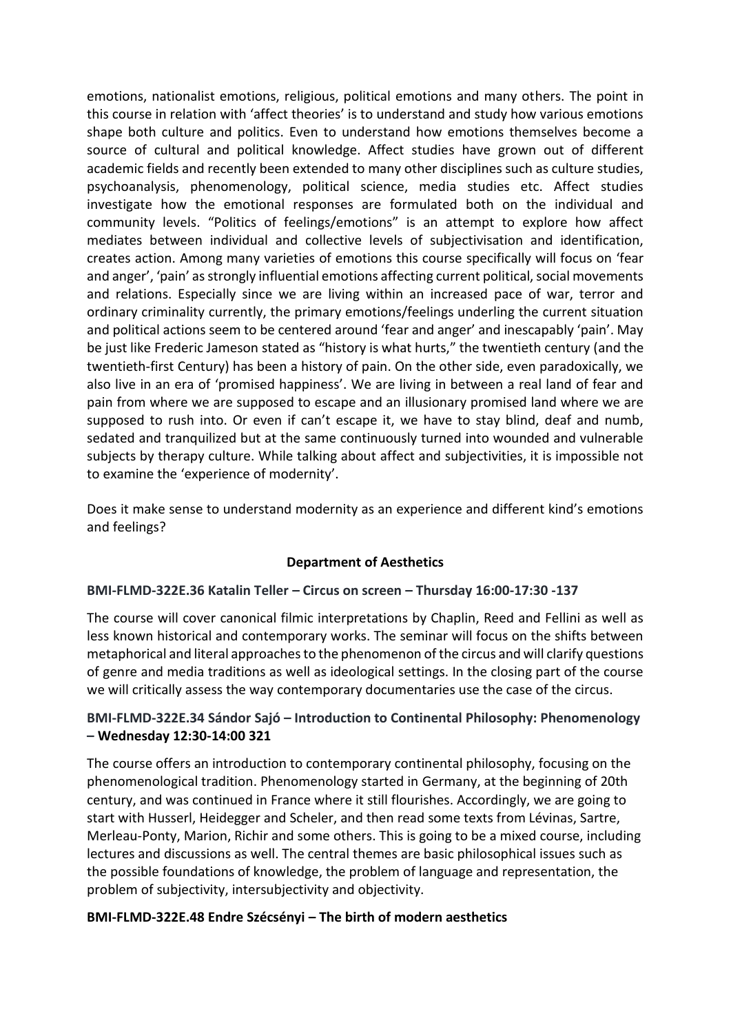emotions, nationalist emotions, religious, political emotions and many others. The point in this course in relation with 'affect theories' is to understand and study how various emotions shape both culture and politics. Even to understand how emotions themselves become a source of cultural and political knowledge. Affect studies have grown out of different academic fields and recently been extended to many other disciplines such as culture studies, psychoanalysis, phenomenology, political science, media studies etc. Affect studies investigate how the emotional responses are formulated both on the individual and community levels. "Politics of feelings/emotions" is an attempt to explore how affect mediates between individual and collective levels of subjectivisation and identification, creates action. Among many varieties of emotions this course specifically will focus on 'fear and anger', 'pain' as strongly influential emotions affecting current political, social movements and relations. Especially since we are living within an increased pace of war, terror and ordinary criminality currently, the primary emotions/feelings underling the current situation and political actions seem to be centered around 'fear and anger' and inescapably 'pain'. May be just like Frederic Jameson stated as "history is what hurts," the twentieth century (and the twentieth-first Century) has been a history of pain. On the other side, even paradoxically, we also live in an era of 'promised happiness'. We are living in between a real land of fear and pain from where we are supposed to escape and an illusionary promised land where we are supposed to rush into. Or even if can't escape it, we have to stay blind, deaf and numb, sedated and tranquilized but at the same continuously turned into wounded and vulnerable subjects by therapy culture. While talking about affect and subjectivities, it is impossible not to examine the 'experience of modernity'.

Does it make sense to understand modernity as an experience and different kind's emotions and feelings?

## Department of Aesthetics

### BMI-FLMD-322E.36 Katalin Teller – Circus on screen – Thursday 16:00-17:30 -137

The course will cover canonical filmic interpretations by Chaplin, Reed and Fellini as well as less known historical and contemporary works. The seminar will focus on the shifts between metaphorical and literal approaches to the phenomenon of the circus and will clarify questions of genre and media traditions as well as ideological settings. In the closing part of the course we will critically assess the way contemporary documentaries use the case of the circus.

### BMI-FLMD-322E.34 Sándor Sajó – Introduction to Continental Philosophy: Phenomenology – Wednesday 12:30-14:00 321

The course offers an introduction to contemporary continental philosophy, focusing on the phenomenological tradition. Phenomenology started in Germany, at the beginning of 20th century, and was continued in France where it still flourishes. Accordingly, we are going to start with Husserl, Heidegger and Scheler, and then read some texts from Lévinas, Sartre, Merleau-Ponty, Marion, Richir and some others. This is going to be a mixed course, including lectures and discussions as well. The central themes are basic philosophical issues such as the possible foundations of knowledge, the problem of language and representation, the problem of subjectivity, intersubjectivity and objectivity.

### BMI-FLMD-322E.48 Endre Szécsényi – The birth of modern aesthetics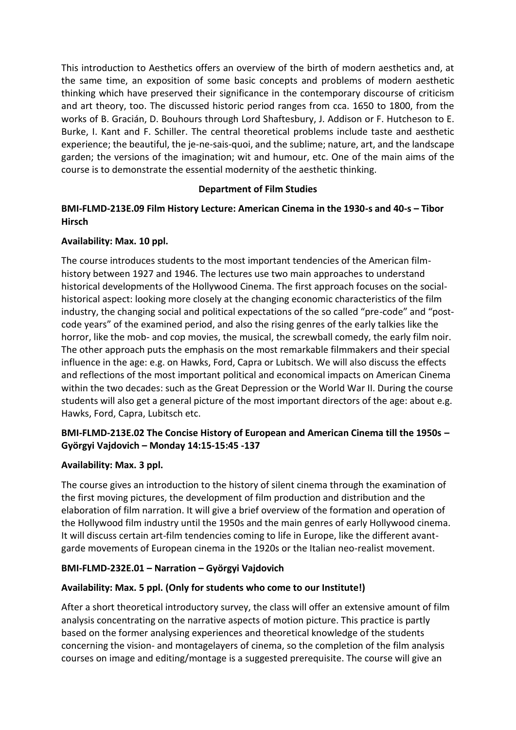This introduction to Aesthetics offers an overview of the birth of modern aesthetics and, at the same time, an exposition of some basic concepts and problems of modern aesthetic thinking which have preserved their significance in the contemporary discourse of criticism and art theory, too. The discussed historic period ranges from cca. 1650 to 1800, from the works of B. Gracián, D. Bouhours through Lord Shaftesbury, J. Addison or F. Hutcheson to E. Burke, I. Kant and F. Schiller. The central theoretical problems include taste and aesthetic experience; the beautiful, the je-ne-sais-quoi, and the sublime; nature, art, and the landscape garden; the versions of the imagination; wit and humour, etc. One of the main aims of the course is to demonstrate the essential modernity of the aesthetic thinking.

## Department of Film Studies

### BMI-FLMD-213E.09 Film History Lecture: American Cinema in the 1930-s and 40-s – Tibor Hirsch

**Availability: Max. 10 ppl.**

The course introduces students to the most important tendencies of the American film-history between 1927 and 1946. The lectures use two main approaches to understand historical developments of the Hollywood Cinema. The first approach focuses on the social-historical aspect: looking more closely at the changing economic characteristics of the film industry, the changing social and political expectations of the so called "pre-code" and "post-code years" of the examined period, and also the rising genres of the early talkies like the horror, like the mob- and cop movies, the musical, the screwball comedy, the early film noir. The other approach puts the emphasis on the most remarkable filmmakers and their special influence in the age: e.g. on Hawks, Ford, Capra or Lubitsch. We will also discuss the effects and reflections of the most important political and economical impacts on American Cinema within the two decades: such as the Great Depression or the World War II. During the course students will also get a general picture of the most important directors of the age: about e.g. Hawks, Ford, Capra, Lubitsch etc.

### BMI-FLMD-213E.02 The Concise History of European and American Cinema till the 1950s – Györgyi Vajdovich – Monday 14:15-15:45 -137

**Availability: Max. 3 ppl.**

The course gives an introduction to the history of silent cinema through the examination of the first moving pictures, the development of film production and distribution and the elaboration of film narration. It will give a brief overview of the formation and operation of the Hollywood film industry until the 1950s and the main genres of early Hollywood cinema. It will discuss certain art-film tendencies coming to life in Europe, like the different avant-garde movements of European cinema in the 1920s or the Italian neo-realist movement.

### BMI-FLMD-232E.01 – Narration – Györgyi Vajdovich

**Availability: Max. 5 ppl. (Only for students who come to our Institute!)**

After a short theoretical introductory survey, the class will offer an extensive amount of film analysis concentrating on the narrative aspects of motion picture. This practice is partly based on the former analysing experiences and theoretical knowledge of the students concerning the vision- and montagelayers of cinema, so the completion of the film analysis courses on image and editing/montage is a suggested prerequisite. The course will give an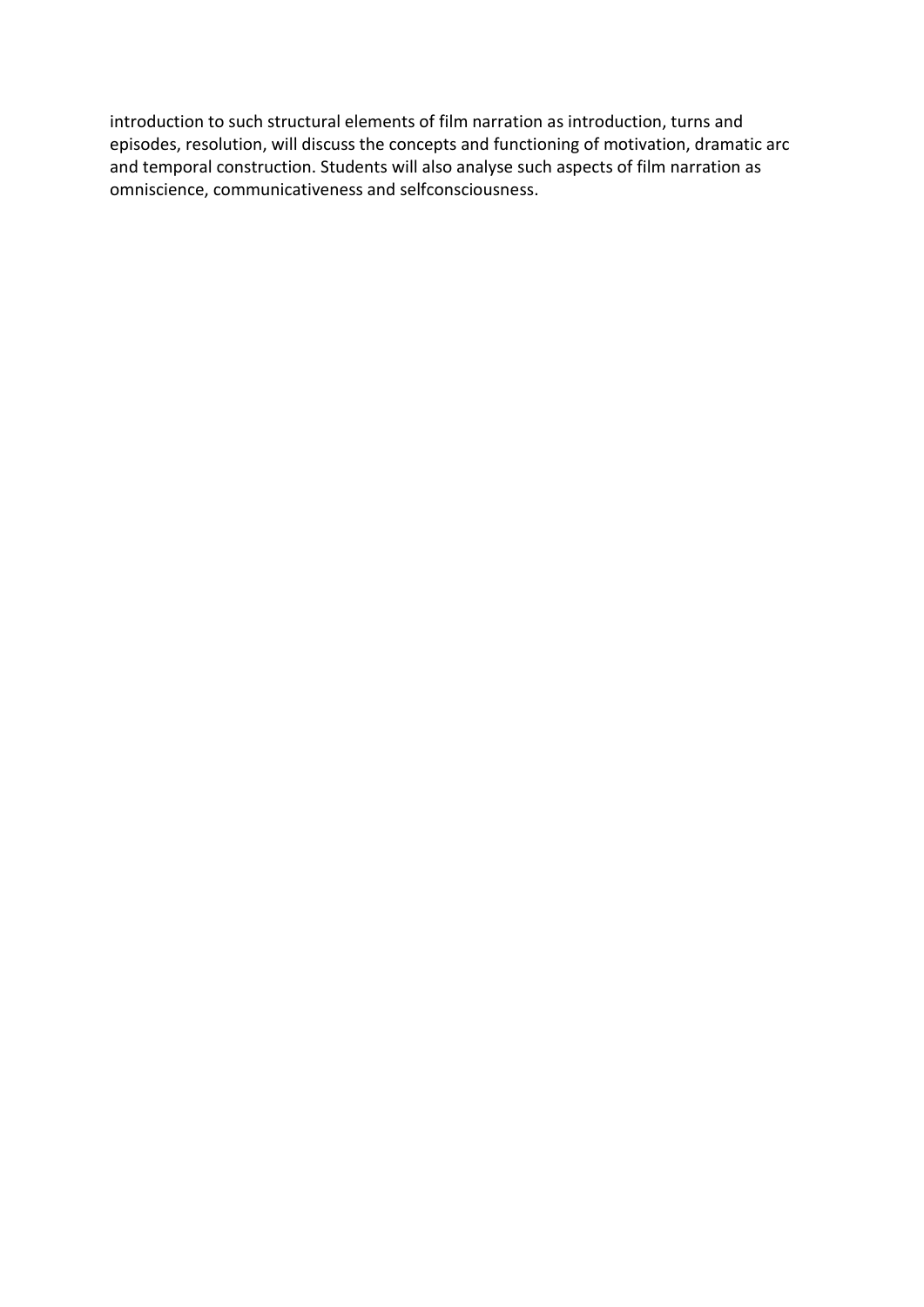introduction to such structural elements of film narration as introduction, turns and episodes, resolution, will discuss the concepts and functioning of motivation, dramatic arc and temporal construction. Students will also analyse such aspects of film narration as omniscience, communicativeness and selfconsciousness.